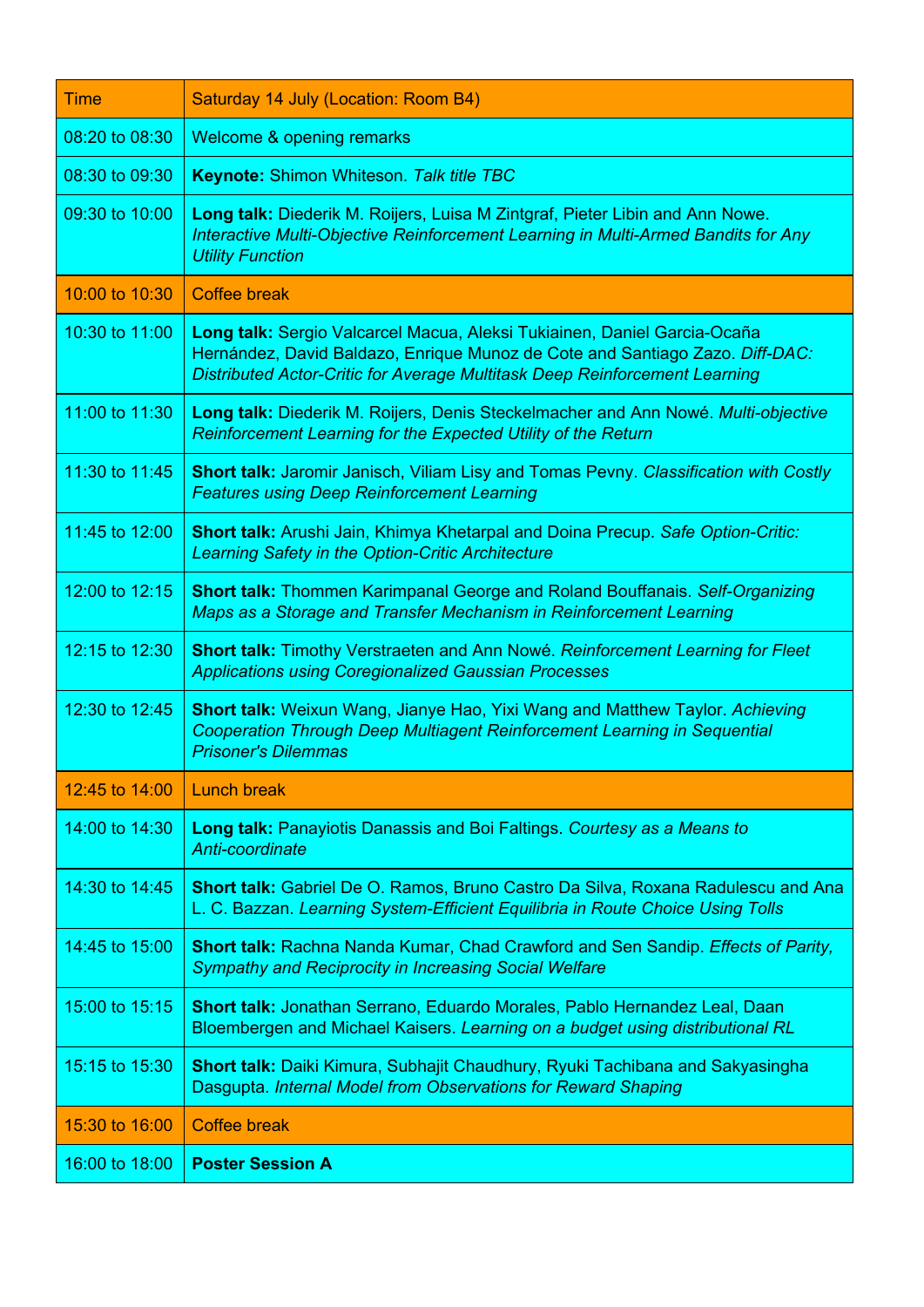| Time | Saturday 14 July (Location: Room B4) |
| --- | --- |
| 08:20 to 08:30 | Welcome & opening remarks |
| 08:30 to 09:30 | **Keynote:** Shimon Whiteson. *Talk title TBC* |
| 09:30 to 10:00 | **Long talk:** Diederik M. Roijers, Luisa M Zintgraf, Pieter Libin and Ann Nowe. *Interactive Multi-Objective Reinforcement Learning in Multi-Armed Bandits for Any Utility Function* |
| 10:00 to 10:30 | Coffee break |
| 10:30 to 11:00 | **Long talk:** Sergio Valcarcel Macua, Aleksi Tukiainen, Daniel Garcia-Ocaña Hernández, David Baldazo, Enrique Munoz de Cote and Santiago Zazo. *Diff-DAC: Distributed Actor-Critic for Average Multitask Deep Reinforcement Learning* |
| 11:00 to 11:30 | **Long talk:** Diederik M. Roijers, Denis Steckelmacher and Ann Nowé. *Multi-objective Reinforcement Learning for the Expected Utility of the Return* |
| 11:30 to 11:45 | **Short talk:** Jaromir Janisch, Viliam Lisy and Tomas Pevny. *Classification with Costly Features using Deep Reinforcement Learning* |
| 11:45 to 12:00 | **Short talk:** Arushi Jain, Khimya Khetarpal and Doina Precup. *Safe Option-Critic: Learning Safety in the Option-Critic Architecture* |
| 12:00 to 12:15 | **Short talk:** Thommen Karimpanal George and Roland Bouffanais. *Self-Organizing Maps as a Storage and Transfer Mechanism in Reinforcement Learning* |
| 12:15 to 12:30 | **Short talk:** Timothy Verstraeten and Ann Nowé. *Reinforcement Learning for Fleet Applications using Coregionalized Gaussian Processes* |
| 12:30 to 12:45 | **Short talk:** Weixun Wang, Jianye Hao, Yixi Wang and Matthew Taylor. *Achieving Cooperation Through Deep Multiagent Reinforcement Learning in Sequential Prisoner's Dilemmas* |
| 12:45 to 14:00 | Lunch break |
| 14:00 to 14:30 | **Long talk:** Panayiotis Danassis and Boi Faltings. *Courtesy as a Means to Anti-coordinate* |
| 14:30 to 14:45 | **Short talk:** Gabriel De O. Ramos, Bruno Castro Da Silva, Roxana Radulescu and Ana L. C. Bazzan. *Learning System-Efficient Equilibria in Route Choice Using Tolls* |
| 14:45 to 15:00 | **Short talk:** Rachna Nanda Kumar, Chad Crawford and Sen Sandip. *Effects of Parity, Sympathy and Reciprocity in Increasing Social Welfare* |
| 15:00 to 15:15 | **Short talk:** Jonathan Serrano, Eduardo Morales, Pablo Hernandez Leal, Daan Bloembergen and Michael Kaisers. *Learning on a budget using distributional RL* |
| 15:15 to 15:30 | **Short talk:** Daiki Kimura, Subhajit Chaudhury, Ryuki Tachibana and Sakyasingha Dasgupta. *Internal Model from Observations for Reward Shaping* |
| 15:30 to 16:00 | Coffee break |
| 16:00 to 18:00 | **Poster Session A** |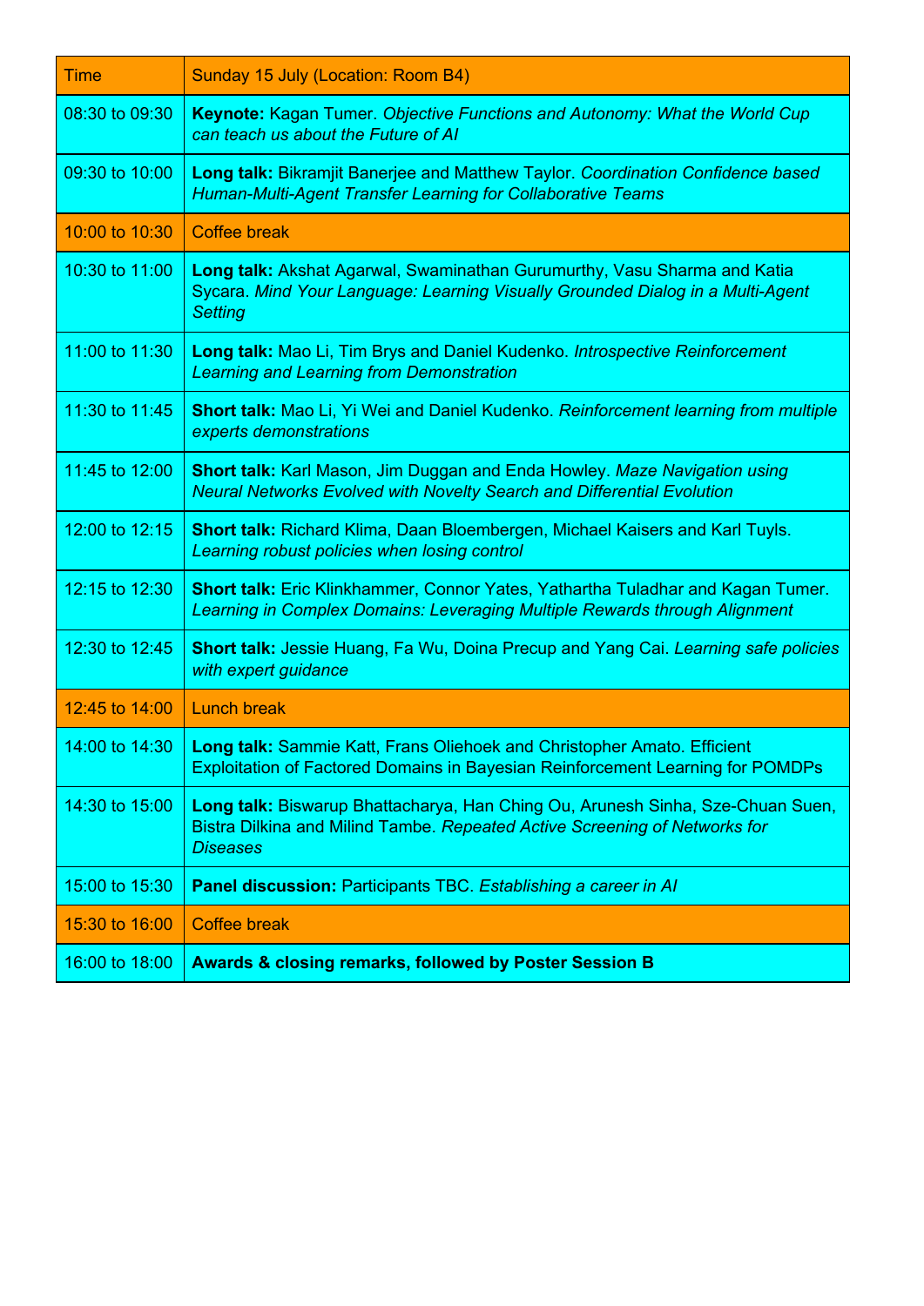| Time | Sunday 15 July (Location: Room B4) |
| --- | --- |
| 08:30 to 09:30 | **Keynote:** Kagan Tumer. *Objective Functions and Autonomy: What the World Cup can teach us about the Future of AI* |
| 09:30 to 10:00 | **Long talk:** Bikramjit Banerjee and Matthew Taylor. *Coordination Confidence based Human-Multi-Agent Transfer Learning for Collaborative Teams* |
| 10:00 to 10:30 | Coffee break |
| 10:30 to 11:00 | **Long talk:** Akshat Agarwal, Swaminathan Gurumurthy, Vasu Sharma and Katia Sycara. *Mind Your Language: Learning Visually Grounded Dialog in a Multi-Agent Setting* |
| 11:00 to 11:30 | **Long talk:** Mao Li, Tim Brys and Daniel Kudenko. *Introspective Reinforcement Learning and Learning from Demonstration* |
| 11:30 to 11:45 | **Short talk:** Mao Li, Yi Wei and Daniel Kudenko. *Reinforcement learning from multiple experts demonstrations* |
| 11:45 to 12:00 | **Short talk:** Karl Mason, Jim Duggan and Enda Howley. *Maze Navigation using Neural Networks Evolved with Novelty Search and Differential Evolution* |
| 12:00 to 12:15 | **Short talk:** Richard Klima, Daan Bloembergen, Michael Kaisers and Karl Tuyls. *Learning robust policies when losing control* |
| 12:15 to 12:30 | **Short talk:** Eric Klinkhammer, Connor Yates, Yathartha Tuladhar and Kagan Tumer. *Learning in Complex Domains: Leveraging Multiple Rewards through Alignment* |
| 12:30 to 12:45 | **Short talk:** Jessie Huang, Fa Wu, Doina Precup and Yang Cai. *Learning safe policies with expert guidance* |
| 12:45 to 14:00 | Lunch break |
| 14:00 to 14:30 | **Long talk:** Sammie Katt, Frans Oliehoek and Christopher Amato. Efficient Exploitation of Factored Domains in Bayesian Reinforcement Learning for POMDPs |
| 14:30 to 15:00 | **Long talk:** Biswarup Bhattacharya, Han Ching Ou, Arunesh Sinha, Sze-Chuan Suen, Bistra Dilkina and Milind Tambe. *Repeated Active Screening of Networks for Diseases* |
| 15:00 to 15:30 | **Panel discussion:** Participants TBC. *Establishing a career in AI* |
| 15:30 to 16:00 | Coffee break |
| 16:00 to 18:00 | **Awards & closing remarks, followed by Poster Session B** |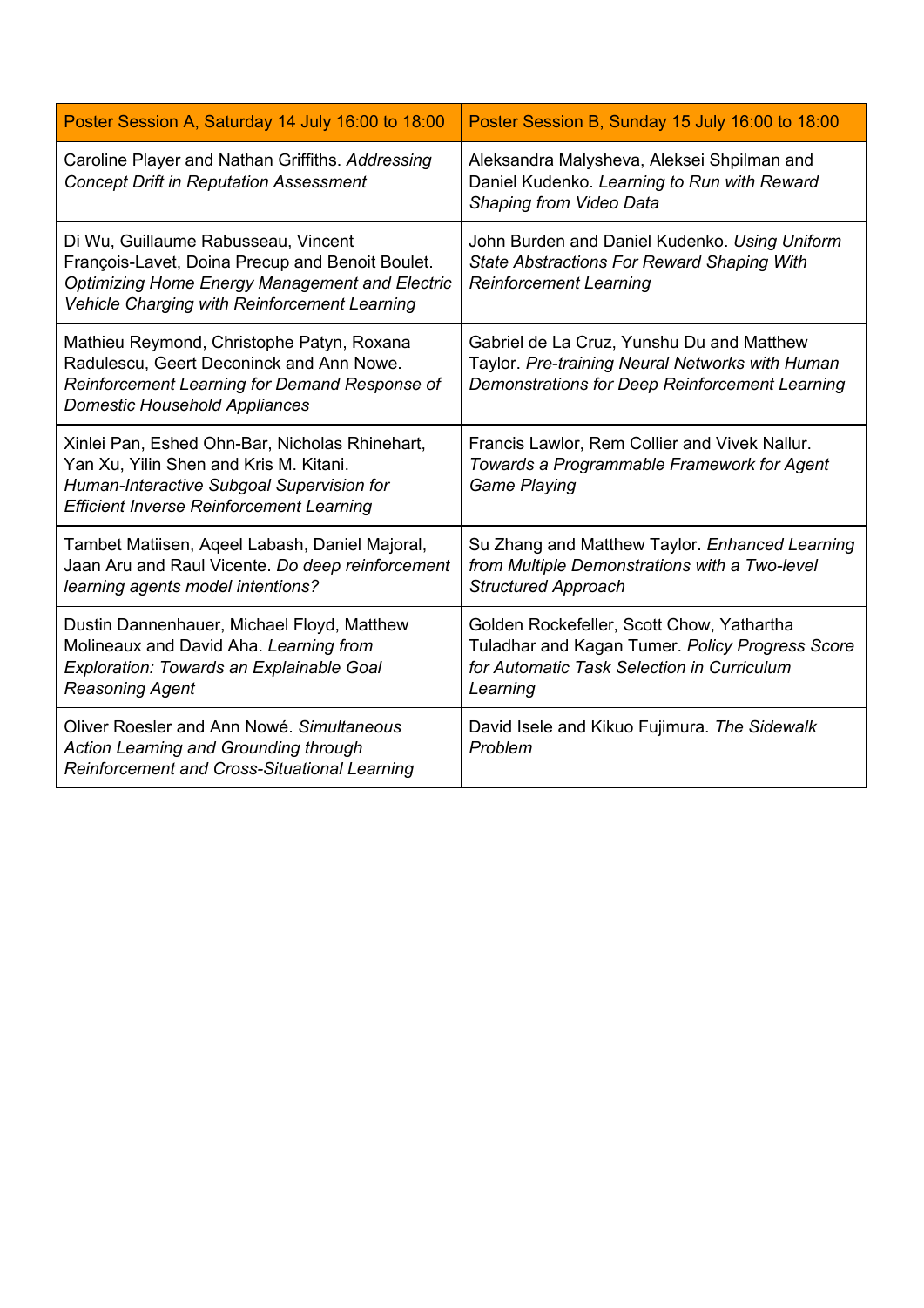| Poster Session A, Saturday 14 July 16:00 to 18:00 | Poster Session B, Sunday 15 July 16:00 to 18:00 |
|---|---|
| Caroline Player and Nathan Griffiths. *Addressing Concept Drift in Reputation Assessment* | Aleksandra Malysheva, Aleksei Shpilman and Daniel Kudenko. *Learning to Run with Reward Shaping from Video Data* |
| Di Wu, Guillaume Rabusseau, Vincent François-Lavet, Doina Precup and Benoit Boulet. *Optimizing Home Energy Management and Electric Vehicle Charging with Reinforcement Learning* | John Burden and Daniel Kudenko. *Using Uniform State Abstractions For Reward Shaping With Reinforcement Learning* |
| Mathieu Reymond, Christophe Patyn, Roxana Radulescu, Geert Deconinck and Ann Nowe. *Reinforcement Learning for Demand Response of Domestic Household Appliances* | Gabriel de La Cruz, Yunshu Du and Matthew Taylor. *Pre-training Neural Networks with Human Demonstrations for Deep Reinforcement Learning* |
| Xinlei Pan, Eshed Ohn-Bar, Nicholas Rhinehart, Yan Xu, Yilin Shen and Kris M. Kitani. *Human-Interactive Subgoal Supervision for Efficient Inverse Reinforcement Learning* | Francis Lawlor, Rem Collier and Vivek Nallur. *Towards a Programmable Framework for Agent Game Playing* |
| Tambet Matiisen, Aqeel Labash, Daniel Majoral, Jaan Aru and Raul Vicente. *Do deep reinforcement learning agents model intentions?* | Su Zhang and Matthew Taylor. *Enhanced Learning from Multiple Demonstrations with a Two-level Structured Approach* |
| Dustin Dannenhauer, Michael Floyd, Matthew Molineaux and David Aha. *Learning from Exploration: Towards an Explainable Goal Reasoning Agent* | Golden Rockefeller, Scott Chow, Yathartha Tuladhar and Kagan Tumer. *Policy Progress Score for Automatic Task Selection in Curriculum Learning* |
| Oliver Roesler and Ann Nowé. *Simultaneous Action Learning and Grounding through Reinforcement and Cross-Situational Learning* | David Isele and Kikuo Fujimura. *The Sidewalk Problem* |